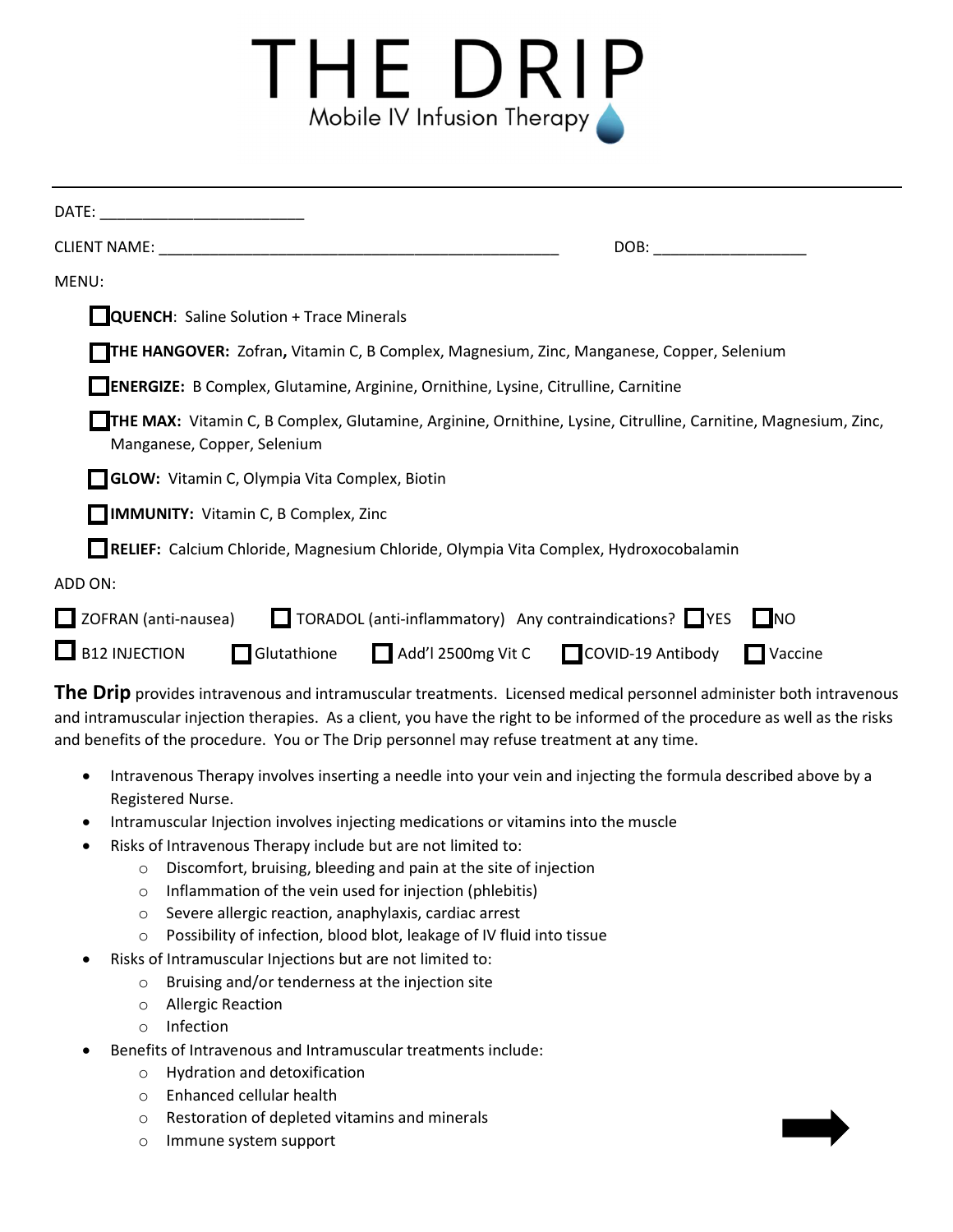# THE DRIP

Mobile IV Infusion Therapy

---

DATE: ________________________

CLIENT NAME: ________________________________________________ DOB: __________________

MENU:

- ☐ **QUENCH**: Saline Solution + Trace Minerals
- ☐ **THE HANGOVER:** Zofran**,** Vitamin C, B Complex, Magnesium, Zinc, Manganese, Copper, Selenium
- ☐ **ENERGIZE:** B Complex, Glutamine, Arginine, Ornithine, Lysine, Citrulline, Carnitine
- ☐ **THE MAX:** Vitamin C, B Complex, Glutamine, Arginine, Ornithine, Lysine, Citrulline, Carnitine, Magnesium, Zinc, Manganese, Copper, Selenium
- ☐ **GLOW:** Vitamin C, Olympia Vita Complex, Biotin
- ☐ **IMMUNITY:** Vitamin C, B Complex, Zinc
- ☐ **RELIEF:** Calcium Chloride, Magnesium Chloride, Olympia Vita Complex, Hydroxocobalamin

ADD ON:

☐ ZOFRAN (anti-nausea) ☐ TORADOL (anti-inflammatory) Any contraindications? ☐ YES ☐ NO

☐ B12 INJECTION ☐ Glutathione ☐ Add'l 2500mg Vit C ☐ COVID-19 Antibody ☐ Vaccine

**The Drip** provides intravenous and intramuscular treatments. Licensed medical personnel administer both intravenous and intramuscular injection therapies. As a client, you have the right to be informed of the procedure as well as the risks and benefits of the procedure. You or The Drip personnel may refuse treatment at any time.

- Intravenous Therapy involves inserting a needle into your vein and injecting the formula described above by a Registered Nurse.
- Intramuscular Injection involves injecting medications or vitamins into the muscle
- Risks of Intravenous Therapy include but are not limited to:
  - Discomfort, bruising, bleeding and pain at the site of injection
  - Inflammation of the vein used for injection (phlebitis)
  - Severe allergic reaction, anaphylaxis, cardiac arrest
  - Possibility of infection, blood blot, leakage of IV fluid into tissue
- Risks of Intramuscular Injections but are not limited to:
  - Bruising and/or tenderness at the injection site
  - Allergic Reaction
  - Infection
- Benefits of Intravenous and Intramuscular treatments include:
  - Hydration and detoxification
  - Enhanced cellular health
  - Restoration of depleted vitamins and minerals
  - Immune system support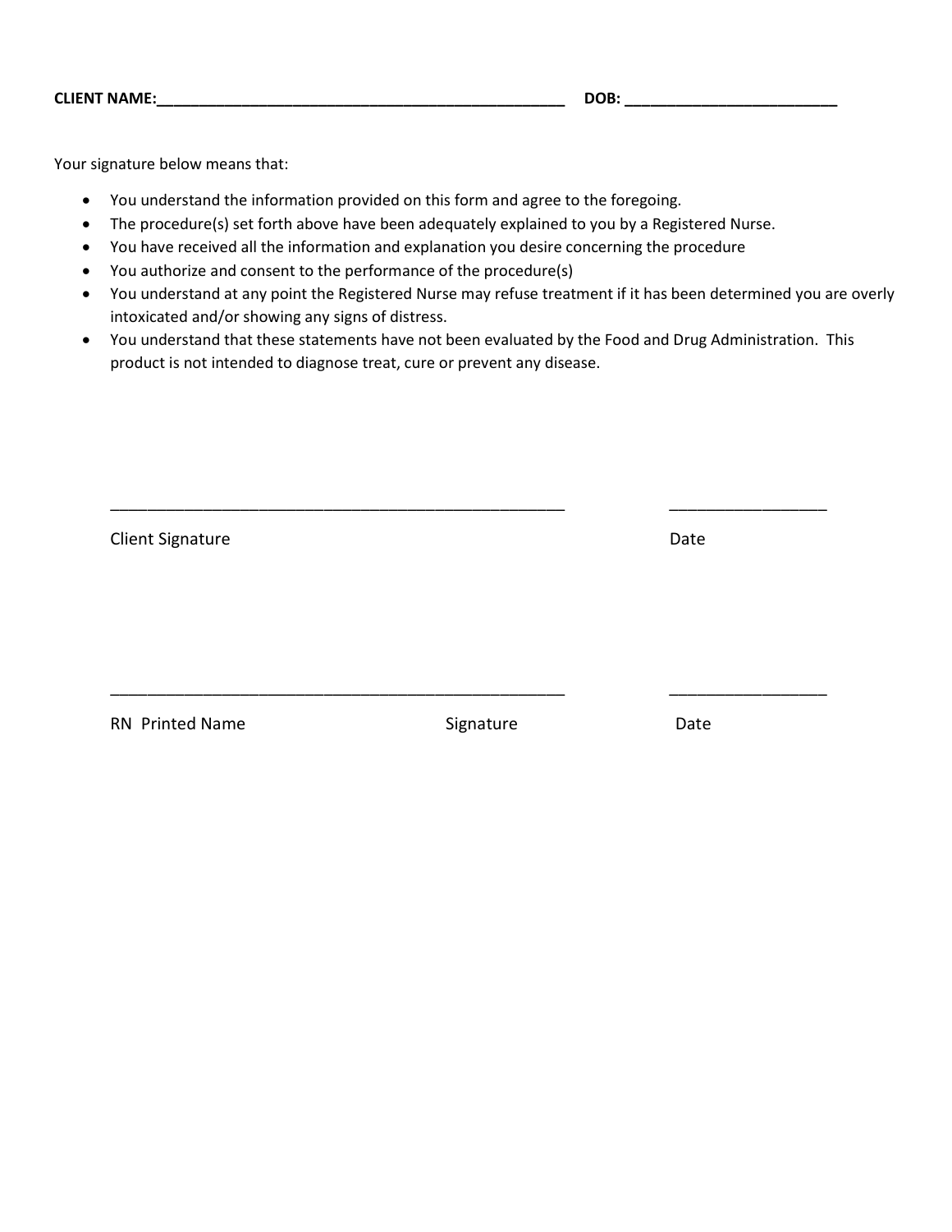**CLIENT NAME:__________________________________________________ DOB: __________________________**

Your signature below means that:

- You understand the information provided on this form and agree to the foregoing.
- The procedure(s) set forth above have been adequately explained to you by a Registered Nurse.
- You have received all the information and explanation you desire concerning the procedure
- You authorize and consent to the performance of the procedure(s)
- You understand at any point the Registered Nurse may refuse treatment if it has been determined you are overly intoxicated and/or showing any signs of distress.
- You understand that these statements have not been evaluated by the Food and Drug Administration. This product is not intended to diagnose treat, cure or prevent any disease.

_______________________________________________________ __________________

Client Signature Date

_______________________________________________________ __________________

RN Printed Name Signature Date